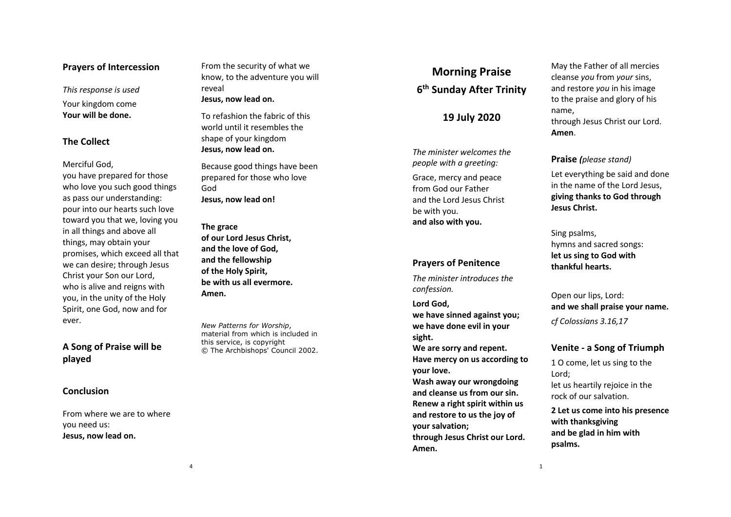## Prayers of Intercession

*This response is used*

Your kingdom come
**Your will be done.**

## The Collect

Merciful God,
you have prepared for those who love you such good things as pass our understanding: pour into our hearts such love toward you that we, loving you in all things and above all things, may obtain your promises, which exceed all that we can desire; through Jesus Christ your Son our Lord, who is alive and reigns with you, in the unity of the Holy Spirit, one God, now and for ever.

## A Song of Praise will be played

## Conclusion

From where we are to where you need us:
**Jesus, now lead on.**

From the security of what we know, to the adventure you will reveal
**Jesus, now lead on.**

To refashion the fabric of this world until it resembles the shape of your kingdom
**Jesus, now lead on.**

Because good things have been prepared for those who love God
**Jesus, now lead on!**

**The grace**
**of our Lord Jesus Christ,**
**and the love of God,**
**and the fellowship**
**of the Holy Spirit,**
**be with us all evermore.**
**Amen.**

*New Patterns for Worship*, material from which is included in this service, is copyright © The Archbishops' Council 2002.

# Morning Praise

## 6th Sunday After Trinity

## 19 July 2020

*The minister welcomes the people with a greeting:*

Grace, mercy and peace
from God our Father
and the Lord Jesus Christ
be with you.
**and also with you.**

## Prayers of Penitence

*The minister introduces the confession.*

**Lord God,**
**we have sinned against you;**
**we have done evil in your sight.**
**We are sorry and repent.**
**Have mercy on us according to your love.**
**Wash away our wrongdoing and cleanse us from our sin.**
**Renew a right spirit within us and restore to us the joy of your salvation;**
**through Jesus Christ our Lord.**
**Amen.**

May the Father of all mercies
cleanse *you* from *your* sins,
and restore *you* in his image
to the praise and glory of his name,
through Jesus Christ our Lord.
**Amen**.

## Praise *(please stand)*

Let everything be said and done in the name of the Lord Jesus,
**giving thanks to God through Jesus Christ.**

Sing psalms,
hymns and sacred songs:
**let us sing to God with thankful hearts.**

Open our lips, Lord:
**and we shall praise your name.**

*cf Colossians 3.16,17*

## Venite - a Song of Triumph

1 O come, let us sing to the Lord;
let us heartily rejoice in the rock of our salvation.

**2 Let us come into his presence with thanksgiving**
**and be glad in him with psalms.**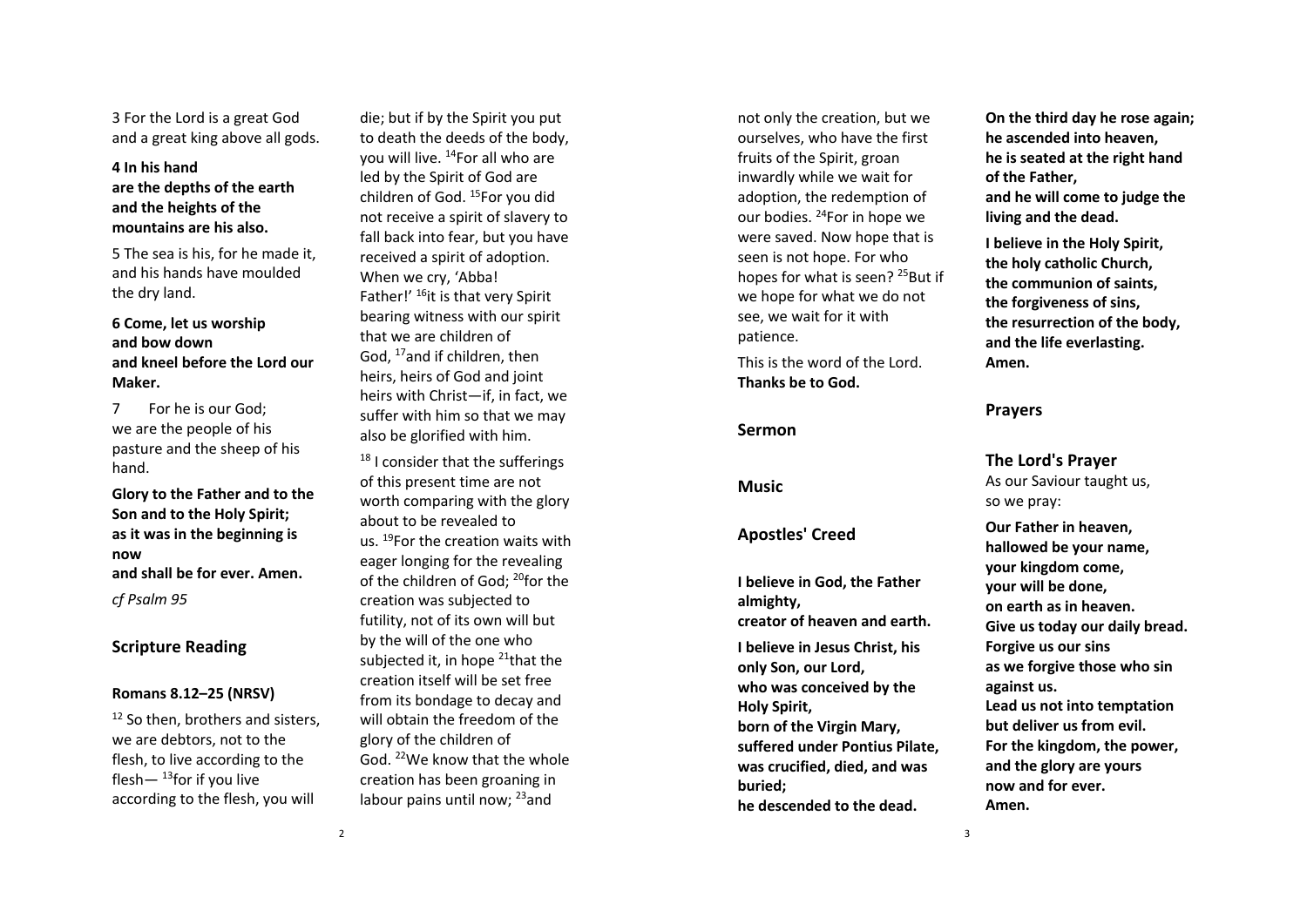3 For the Lord is a great God
and a great king above all gods.

**4 In his hand**
**are the depths of the earth**
**and the heights of the mountains are his also.**

5 The sea is his, for he made it,
and his hands have moulded the dry land.

**6 Come, let us worship**
**and bow down**
**and kneel before the Lord our Maker.**

7 For he is our God;
we are the people of his pasture and the sheep of his hand.

**Glory to the Father and to the Son and to the Holy Spirit;**
**as it was in the beginning is now**
**and shall be for ever. Amen.**

*cf Psalm 95*

## Scripture Reading

**Romans 8.12–25 (NRSV)**

[12] So then, brothers and sisters, we are debtors, not to the flesh, to live according to the flesh— [13]for if you live according to the flesh, you will die; but if by the Spirit you put to death the deeds of the body, you will live. [14]For all who are led by the Spirit of God are children of God. [15]For you did not receive a spirit of slavery to fall back into fear, but you have received a spirit of adoption. When we cry, 'Abba! Father!' [16]it is that very Spirit bearing witness with our spirit that we are children of God, [17]and if children, then heirs, heirs of God and joint heirs with Christ—if, in fact, we suffer with him so that we may also be glorified with him.

[18] I consider that the sufferings of this present time are not worth comparing with the glory about to be revealed to us. [19]For the creation waits with eager longing for the revealing of the children of God; [20]for the creation was subjected to futility, not of its own will but by the will of the one who subjected it, in hope [21]that the creation itself will be set free from its bondage to decay and will obtain the freedom of the glory of the children of God. [22]We know that the whole creation has been groaning in labour pains until now; [23]and not only the creation, but we ourselves, who have the first fruits of the Spirit, groan inwardly while we wait for adoption, the redemption of our bodies. [24]For in hope we were saved. Now hope that is seen is not hope. For who hopes for what is seen? [25]But if we hope for what we do not see, we wait for it with patience.

This is the word of the Lord.
**Thanks be to God.**

## Sermon

## Music

## Apostles' Creed

**I believe in God, the Father almighty,**
**creator of heaven and earth.**

**I believe in Jesus Christ, his only Son, our Lord,**
**who was conceived by the Holy Spirit,**
**born of the Virgin Mary,**
**suffered under Pontius Pilate,**
**was crucified, died, and was buried;**
**he descended to the dead.**
**On the third day he rose again;**
**he ascended into heaven,**
**he is seated at the right hand of the Father,**
**and he will come to judge the living and the dead.**

**I believe in the Holy Spirit,**
**the holy catholic Church,**
**the communion of saints,**
**the forgiveness of sins,**
**the resurrection of the body,**
**and the life everlasting.**
**Amen.**

## Prayers

## The Lord's Prayer

As our Saviour taught us,
so we pray:

**Our Father in heaven,**
**hallowed be your name,**
**your kingdom come,**
**your will be done,**
**on earth as in heaven.**
**Give us today our daily bread.**
**Forgive us our sins**
**as we forgive those who sin against us.**
**Lead us not into temptation**
**but deliver us from evil.**
**For the kingdom, the power,**
**and the glory are yours**
**now and for ever.**
**Amen.**